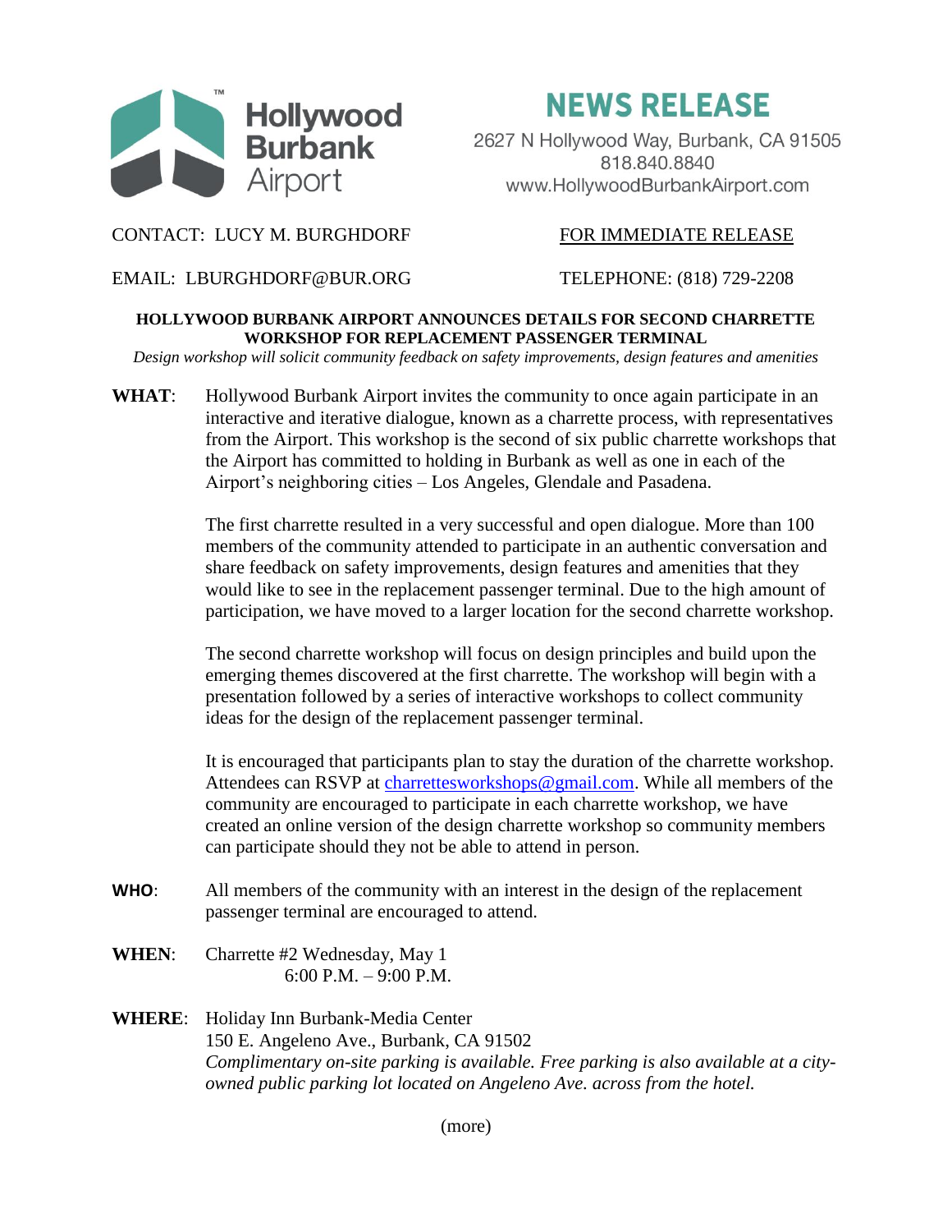Hollywood Burbank Airport

# NEWS RELEASE

2627 N Hollywood Way, Burbank, CA 91505
818.840.8840
www.HollywoodBurbankAirport.com

CONTACT: LUCY M. BURGHDORF

FOR IMMEDIATE RELEASE

EMAIL: LBURGHDORF@BUR.ORG

TELEPHONE: (818) 729-2208

## HOLLYWOOD BURBANK AIRPORT ANNOUNCES DETAILS FOR SECOND CHARRETTE WORKSHOP FOR REPLACEMENT PASSENGER TERMINAL

*Design workshop will solicit community feedback on safety improvements, design features and amenities*

**WHAT**: Hollywood Burbank Airport invites the community to once again participate in an interactive and iterative dialogue, known as a charrette process, with representatives from the Airport. This workshop is the second of six public charrette workshops that the Airport has committed to holding in Burbank as well as one in each of the Airport's neighboring cities – Los Angeles, Glendale and Pasadena.

The first charrette resulted in a very successful and open dialogue. More than 100 members of the community attended to participate in an authentic conversation and share feedback on safety improvements, design features and amenities that they would like to see in the replacement passenger terminal. Due to the high amount of participation, we have moved to a larger location for the second charrette workshop.

The second charrette workshop will focus on design principles and build upon the emerging themes discovered at the first charrette. The workshop will begin with a presentation followed by a series of interactive workshops to collect community ideas for the design of the replacement passenger terminal.

It is encouraged that participants plan to stay the duration of the charrette workshop. Attendees can RSVP at charrettesworkshops@gmail.com. While all members of the community are encouraged to participate in each charrette workshop, we have created an online version of the design charrette workshop so community members can participate should they not be able to attend in person.

**WHO**: All members of the community with an interest in the design of the replacement passenger terminal are encouraged to attend.

**WHEN**: Charrette #2 Wednesday, May 1
6:00 P.M. – 9:00 P.M.

**WHERE**: Holiday Inn Burbank-Media Center
150 E. Angeleno Ave., Burbank, CA 91502
*Complimentary on-site parking is available. Free parking is also available at a city-owned public parking lot located on Angeleno Ave. across from the hotel.*

(more)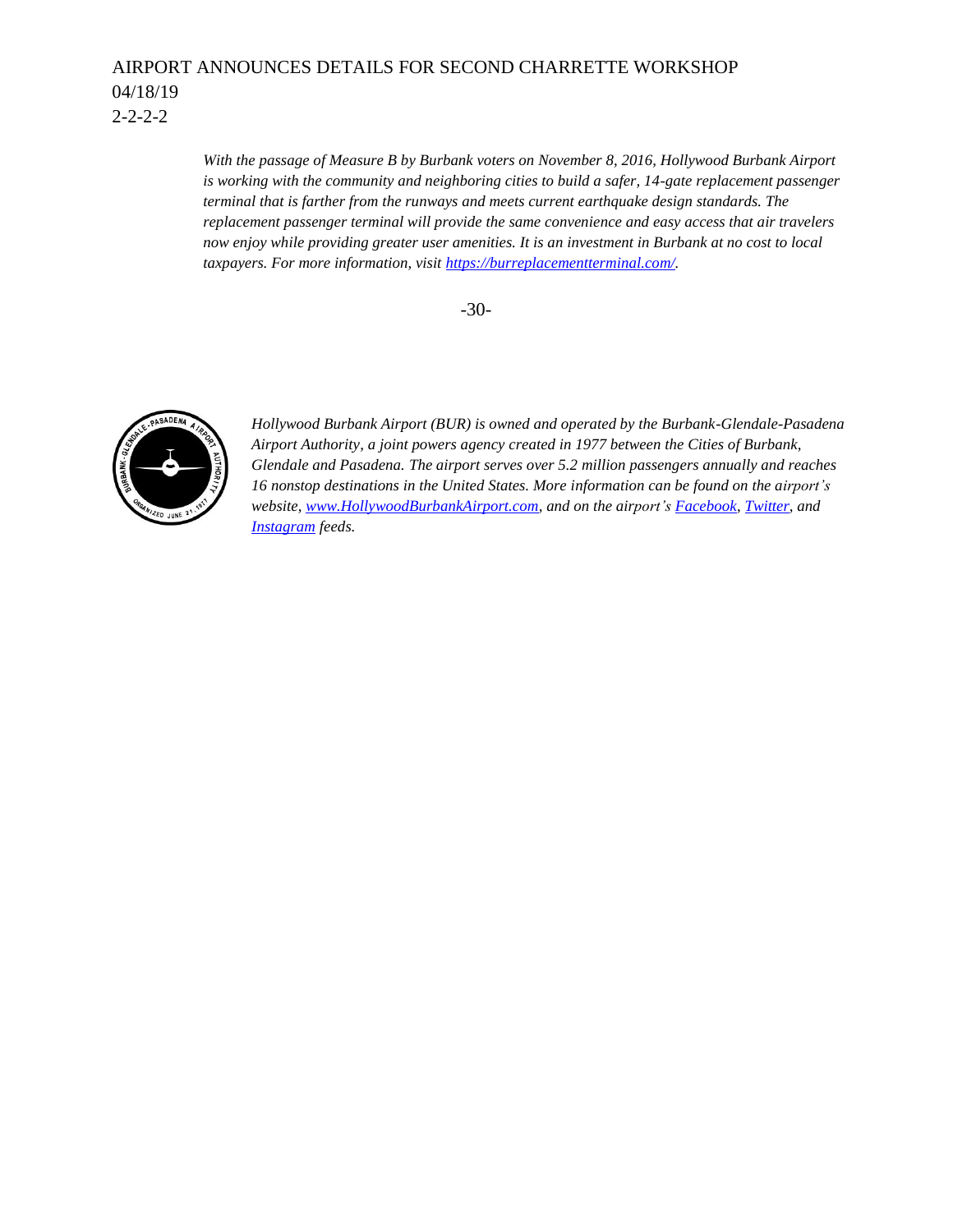*With the passage of Measure B by Burbank voters on November 8, 2016, Hollywood Burbank Airport is working with the community and neighboring cities to build a safer, 14-gate replacement passenger terminal that is farther from the runways and meets current earthquake design standards. The replacement passenger terminal will provide the same convenience and easy access that air travelers now enjoy while providing greater user amenities. It is an investment in Burbank at no cost to local taxpayers. For more information, visit [https://burreplacementterminal.com/](https://burreplacementterminal.com/).*

-30-

*Hollywood Burbank Airport (BUR) is owned and operated by the Burbank-Glendale-Pasadena Airport Authority, a joint powers agency created in 1977 between the Cities of Burbank, Glendale and Pasadena. The airport serves over 5.2 million passengers annually and reaches 16 nonstop destinations in the United States. More information can be found on the airport's website, [www.HollywoodBurbankAirport.com](www.HollywoodBurbankAirport.com), and on the airport's Facebook, Twitter, and Instagram feeds.*